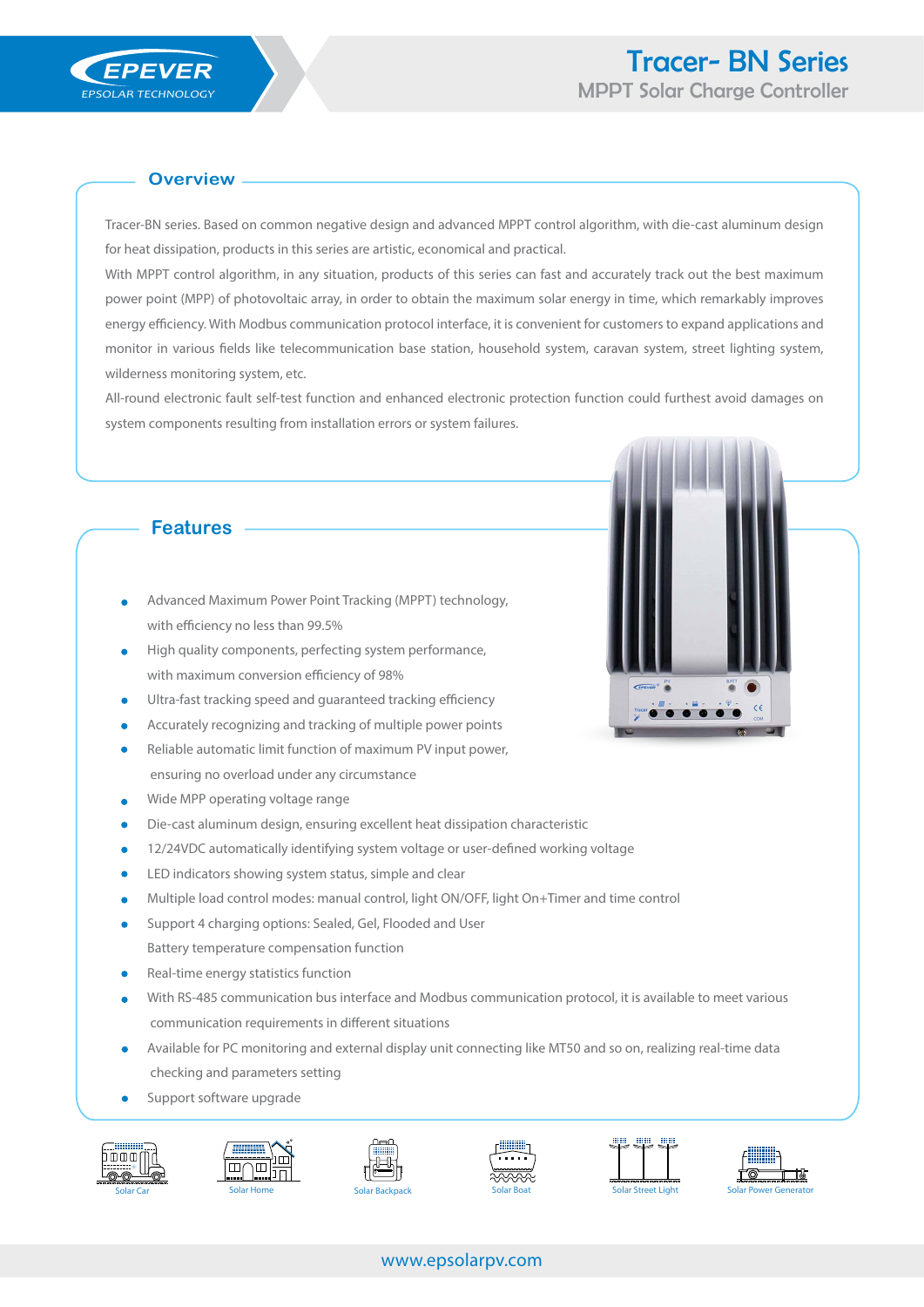EPEVER
EPSOLAR TECHNOLOGY

# Tracer- BN Series
## MPPT Solar Charge Controller

## Overview

Tracer-BN series. Based on common negative design and advanced MPPT control algorithm, with die-cast aluminum design for heat dissipation, products in this series are artistic, economical and practical.

With MPPT control algorithm, in any situation, products of this series can fast and accurately track out the best maximum power point (MPP) of photovoltaic array, in order to obtain the maximum solar energy in time, which remarkably improves energy efficiency. With Modbus communication protocol interface, it is convenient for customers to expand applications and monitor in various fields like telecommunication base station, household system, caravan system, street lighting system, wilderness monitoring system, etc.

All-round electronic fault self-test function and enhanced electronic protection function could furthest avoid damages on system components resulting from installation errors or system failures.

## Features

- Advanced Maximum Power Point Tracking (MPPT) technology, with efficiency no less than 99.5%
- High quality components, perfecting system performance, with maximum conversion efficiency of 98%
- Ultra-fast tracking speed and guaranteed tracking efficiency
- Accurately recognizing and tracking of multiple power points
- Reliable automatic limit function of maximum PV input power, ensuring no overload under any circumstance
- Wide MPP operating voltage range
- Die-cast aluminum design, ensuring excellent heat dissipation characteristic
- 12/24VDC automatically identifying system voltage or user-defined working voltage
- LED indicators showing system status, simple and clear
- Multiple load control modes: manual control, light ON/OFF, light On+Timer and time control
- Support 4 charging options: Sealed, Gel, Flooded and User
  Battery temperature compensation function
- Real-time energy statistics function
- With RS-485 communication bus interface and Modbus communication protocol, it is available to meet various communication requirements in different situations
- Available for PC monitoring and external display unit connecting like MT50 and so on, realizing real-time data checking and parameters setting
- Support software upgrade

Solar Car | Solar Home | Solar Backpack | Solar Boat | Solar Street Light | Solar Power Generator

www.epsolarpv.com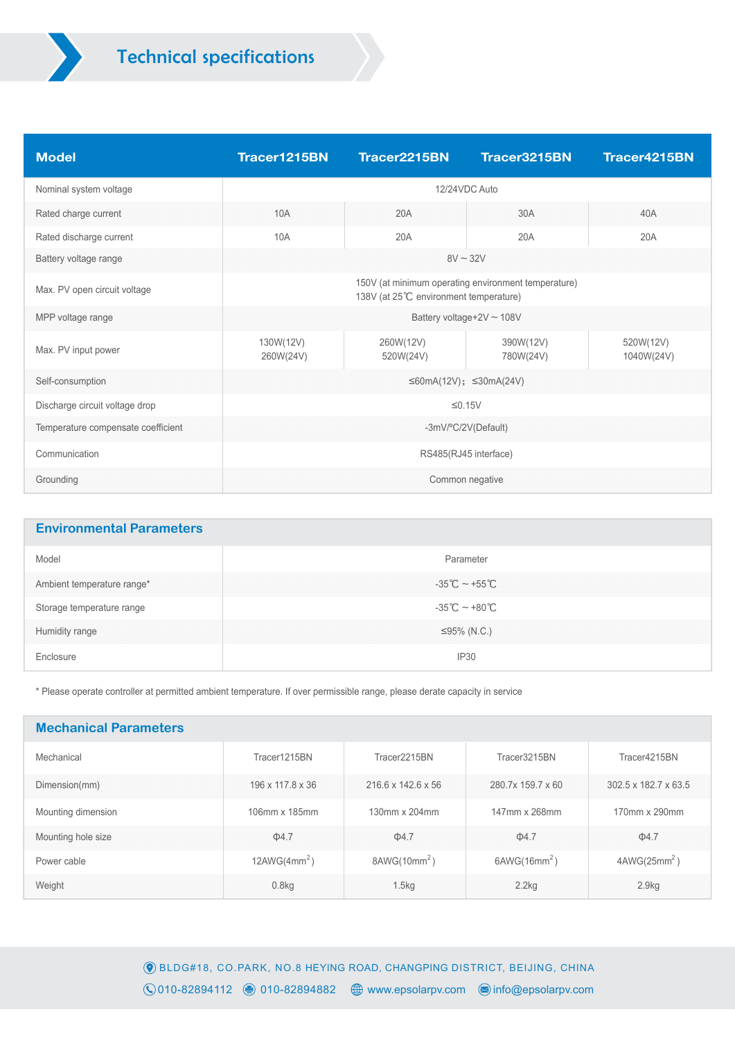## Technical specifications

| Model | Tracer1215BN | Tracer2215BN | Tracer3215BN | Tracer4215BN |
|---|---|---|---|---|
| Nominal system voltage | 12/24VDC Auto | | | |
| Rated charge current | 10A | 20A | 30A | 40A |
| Rated discharge current | 10A | 20A | 20A | 20A |
| Battery voltage range | 8V ~ 32V | | | |
| Max. PV open circuit voltage | 150V (at minimum operating environment temperature) 138V (at 25℃ environment temperature) | | | |
| MPP voltage range | Battery voltage+2V ~ 108V | | | |
| Max. PV input power | 130W(12V) 260W(24V) | 260W(12V) 520W(24V) | 390W(12V) 780W(24V) | 520W(12V) 1040W(24V) |
| Self-consumption | ≤60mA(12V)；≤30mA(24V) | | | |
| Discharge circuit voltage drop | ≤0.15V | | | |
| Temperature compensate coefficient | -3mV/ºC/2V(Default) | | | |
| Communication | RS485(RJ45 interface) | | | |
| Grounding | Common negative | | | |

## Environmental Parameters

| Model | Parameter |
|---|---|
| Ambient temperature range* | -35℃ ~ +55℃ |
| Storage temperature range | -35℃ ~ +80℃ |
| Humidity range | ≤95% (N.C.) |
| Enclosure | IP30 |

* Please operate controller at permitted ambient temperature. If over permissible range, please derate capacity in service

## Mechanical Parameters

| Mechanical | Tracer1215BN | Tracer2215BN | Tracer3215BN | Tracer4215BN |
|---|---|---|---|---|
| Dimension(mm) | 196 x 117.8 x 36 | 216.6 x 142.6 x 56 | 280.7x 159.7 x 60 | 302.5 x 182.7 x 63.5 |
| Mounting dimension | 106mm x 185mm | 130mm x 204mm | 147mm x 268mm | 170mm x 290mm |
| Mounting hole size | Φ4.7 | Φ4.7 | Φ4.7 | Φ4.7 |
| Power cable | 12AWG(4mm$^2$) | 8AWG(10mm$^2$) | 6AWG(16mm$^2$) | 4AWG(25mm$^2$) |
| Weight | 0.8kg | 1.5kg | 2.2kg | 2.9kg |

BLDG#18, CO.PARK, NO.8 HEYING ROAD, CHANGPING DISTRICT, BEIJING, CHINA

010-82894112 010-82894882 www.epsolarpv.com info@epsolarpv.com